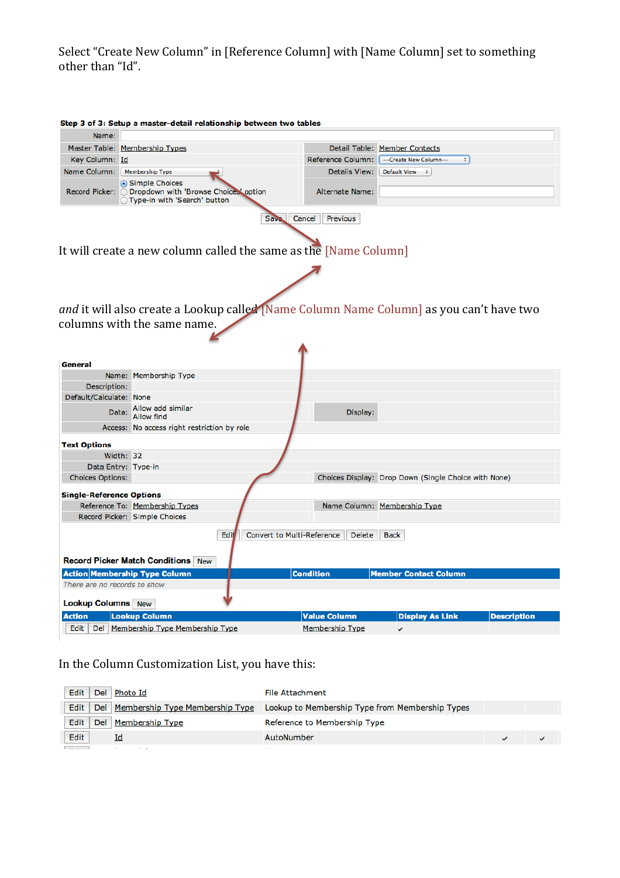Select "Create New Column" in [Reference Column] with [Name Column] set to something other than "Id".

**Step 3 of 3: Setup a master-detail relationship between two tables**

| | | | |
|---|---|---|---|
| Name: | | | |
| Master Table: | Membership Types | Detail Table: | Member Contacts |
| Key Column: | Id | Reference Column: | --Create New Column-- |
| Name Column: | Membership Type | Details View: | Default View |
| Record Picker: | Simple Choices / Dropdown with 'Browse Choices' option / Type-in with 'Search' button | Alternate Name: | |

Save | Cancel | Previous

It will create a new column called the same as the [Name Column]

*and* it will also create a Lookup called [Name Column Name Column] as you can't have two columns with the same name.

**General**

| | | | |
|---|---|---|---|
| Name: | Membership Type | | |
| Description: | | | |
| Default/Calculate: | None | | |
| Data: | Allow add similar<br>Allow find | Display: | |
| Access: | No access right restriction by role | | |

**Text Options**

| | | | |
|---|---|---|---|
| Width: | 32 | | |
| Data Entry: | Type-in | | |
| Choices Options: | | Choices Display: | Drop Down (Single Choice with None) |

**Single-Reference Options**

| | | | |
|---|---|---|---|
| Reference To: | Membership Types | Name Column: | Membership Type |
| Record Picker: | Simple Choices | | |

Edit | Convert to Multi-Reference | Delete | Back

**Record Picker Match Conditions** New

| Action | Membership Type Column | Condition | Member Contact Column |
|---|---|---|---|
| *There are no records to show* | | | |

**Lookup Columns** New

| Action | Lookup Column | Value Column | Display As Link | Description |
|---|---|---|---|---|
| Edit Del | Membership Type Membership Type | Membership Type | ✓ | |

In the Column Customization List, you have this:

| | | | | |
|---|---|---|---|---|
| Edit Del | Photo Id | File Attachment | | |
| Edit Del | Membership Type Membership Type | Lookup to Membership Type from Membership Types | | |
| Edit Del | Membership Type | Reference to Membership Type | | |
| Edit | Id | AutoNumber | ✓ | ✓ |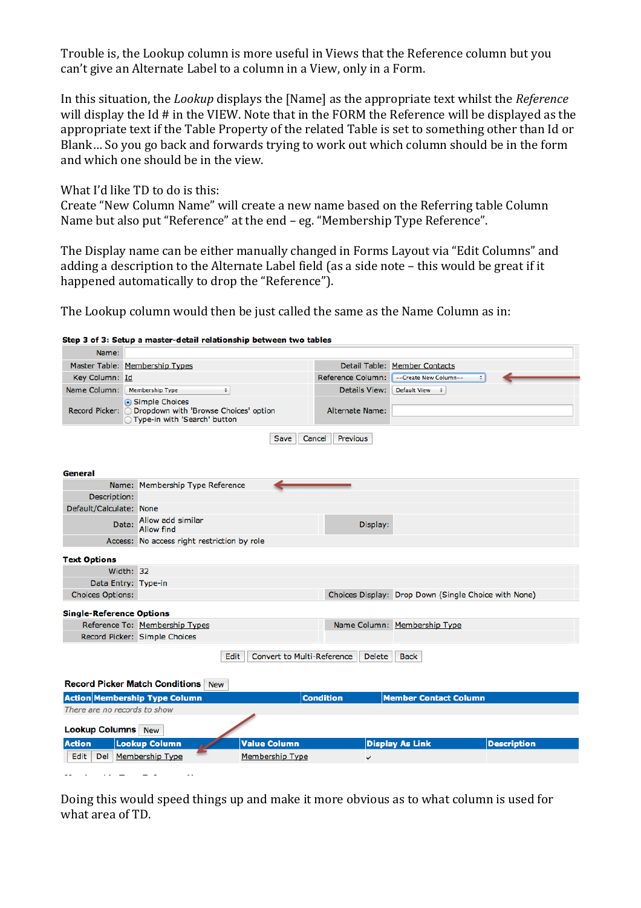Trouble is, the Lookup column is more useful in Views that the Reference column but you can't give an Alternate Label to a column in a View, only in a Form.

In this situation, the *Lookup* displays the [Name] as the appropriate text whilst the *Reference* will display the Id # in the VIEW. Note that in the FORM the Reference will be displayed as the appropriate text if the Table Property of the related Table is set to something other than Id or Blank… So you go back and forwards trying to work out which column should be in the form and which one should be in the view.

What I'd like TD to do is this:
Create "New Column Name" will create a new name based on the Referring table Column Name but also put "Reference" at the end – eg. "Membership Type Reference".

The Display name can be either manually changed in Forms Layout via "Edit Columns" and adding a description to the Alternate Label field (as a side note – this would be great if it happened automatically to drop the "Reference").

The Lookup column would then be just called the same as the Name Column as in:

**Step 3 of 3: Setup a master-detail relationship between two tables**

| | | | |
|---|---|---|---|
| Name: | | | |
| Master Table: | Membership Types | Detail Table: | Member Contacts |
| Key Column: | Id | Reference Column: | --Create New Column-- |
| Name Column: | Membership Type | Details View: | Default View |
| Record Picker: | Simple Choices / Dropdown with 'Browse Choices' option / Type-in with 'Search' button | Alternate Name: | |

Save | Cancel | Previous

**General**

| | | | |
|---|---|---|---|
| Name: | Membership Type Reference | | |
| Description: | | | |
| Default/Calculate: | None | | |
| Data: | Allow add similar<br>Allow find | Display: | |
| Access: | No access right restriction by role | | |

**Text Options**

| | | | |
|---|---|---|---|
| Width: | 32 | | |
| Data Entry: | Type-in | | |
| Choices Options: | | Choices Display: | Drop Down (Single Choice with None) |

**Single-Reference Options**

| | | | |
|---|---|---|---|
| Reference To: | Membership Types | Name Column: | Membership Type |
| Record Picker: | Simple Choices | | |

Edit | Convert to Multi-Reference | Delete | Back

**Record Picker Match Conditions** New

| Action | Membership Type Column | Condition | Member Contact Column |
|---|---|---|---|
| *There are no records to show* | | | |

**Lookup Columns** New

| Action | Lookup Column | Value Column | Display As Link | Description |
|---|---|---|---|---|
| Edit Del | Membership Type | Membership Type | ✓ | |

Doing this would speed things up and make it more obvious as to what column is used for what area of TD.